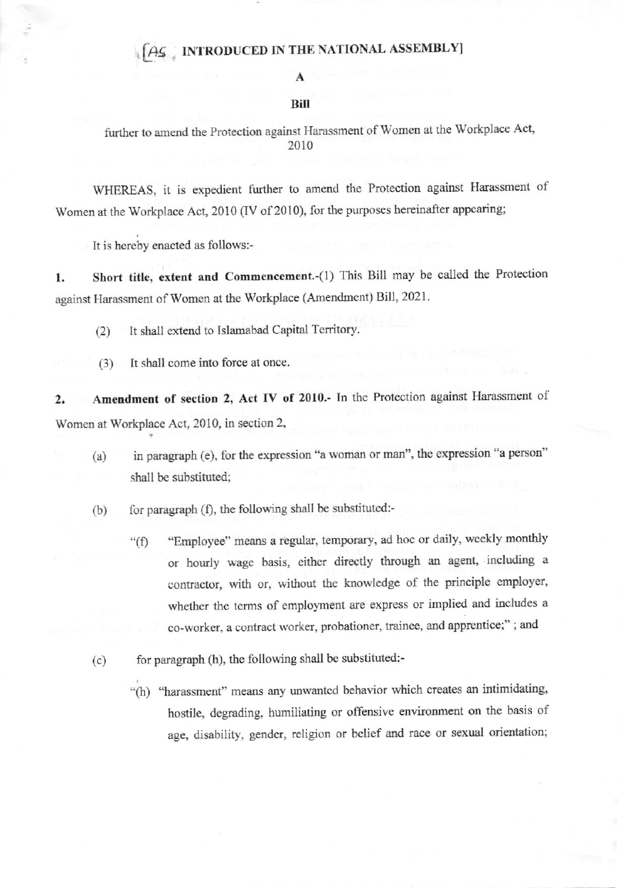[AS INTRODUCED IN THE NATIONAL ASSEMBLY]

**A**

**Bill**

further to amend the Protection against Harassment of Women at the Workplace Act, 2010

WHEREAS, it is expedient further to amend the Protection against Harassment of Women at the Workplace Act, 2010 (IV of 2010), for the purposes hereinafter appearing;

It is hereby enacted as follows:-

**1. Short title, extent and Commencement.**-(1) This Bill may be called the Protection against Harassment of Women at the Workplace (Amendment) Bill, 2021.

(2) It shall extend to Islamabad Capital Territory.

(3) It shall come into force at once.

**2. Amendment of section 2, Act IV of 2010.**- In the Protection against Harassment of Women at Workplace Act, 2010, in section 2,

(a) in paragraph (e), for the expression "a woman or man", the expression "a person" shall be substituted;

(b) for paragraph (f), the following shall be substituted:-

"(f) "Employee" means a regular, temporary, ad hoc or daily, weekly monthly or hourly wage basis, either directly through an agent, including a contractor, with or, without the knowledge of the principle employer, whether the terms of employment are express or implied and includes a co-worker, a contract worker, probationer, trainee, and apprentice;" ; and

(c) for paragraph (h), the following shall be substituted:-

"(h) "harassment" means any unwanted behavior which creates an intimidating, hostile, degrading, humiliating or offensive environment on the basis of age, disability, gender, religion or belief and race or sexual orientation;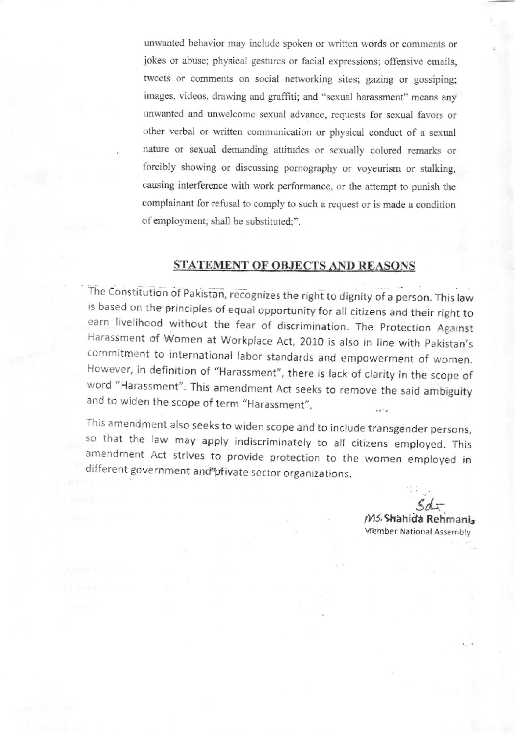unwanted behavior may include spoken or written words or comments or jokes or abuse; physical gestures or facial expressions; offensive emails, tweets or comments on social networking sites; gazing or gossiping; images, videos, drawing and graffiti; and "sexual harassment" means any unwanted and unwelcome sexual advance, requests for sexual favors or other verbal or written communication or physical conduct of a sexual nature or sexual demanding attitudes or sexually colored remarks or forcibly showing or discussing pornography or voyeurism or stalking, causing interference with work performance, or the attempt to punish the complainant for refusal to comply to such a request or is made a condition of employment; shall be substituted;".

## STATEMENT OF OBJECTS AND REASONS

The Constitution of Pakistan, recognizes the right to dignity of a person. This law is based on the principles of equal opportunity for all citizens and their right to earn livelihood without the fear of discrimination. The Protection Against Harassment of Women at Workplace Act, 2010 is also in line with Pakistan's commitment to international labor standards and empowerment of women. However, in definition of "Harassment", there is lack of clarity in the scope of word "Harassment". This amendment Act seeks to remove the said ambiguity and to widen the scope of term "Harassment",

This amendment also seeks to widen scope and to include transgender persons, so that the law may apply indiscriminately to all citizens employed. This amendment Act strives to provide protection to the women employed in different government and private sector organizations.

Sd/-
MS. Shahida Rehmani,
Member National Assembly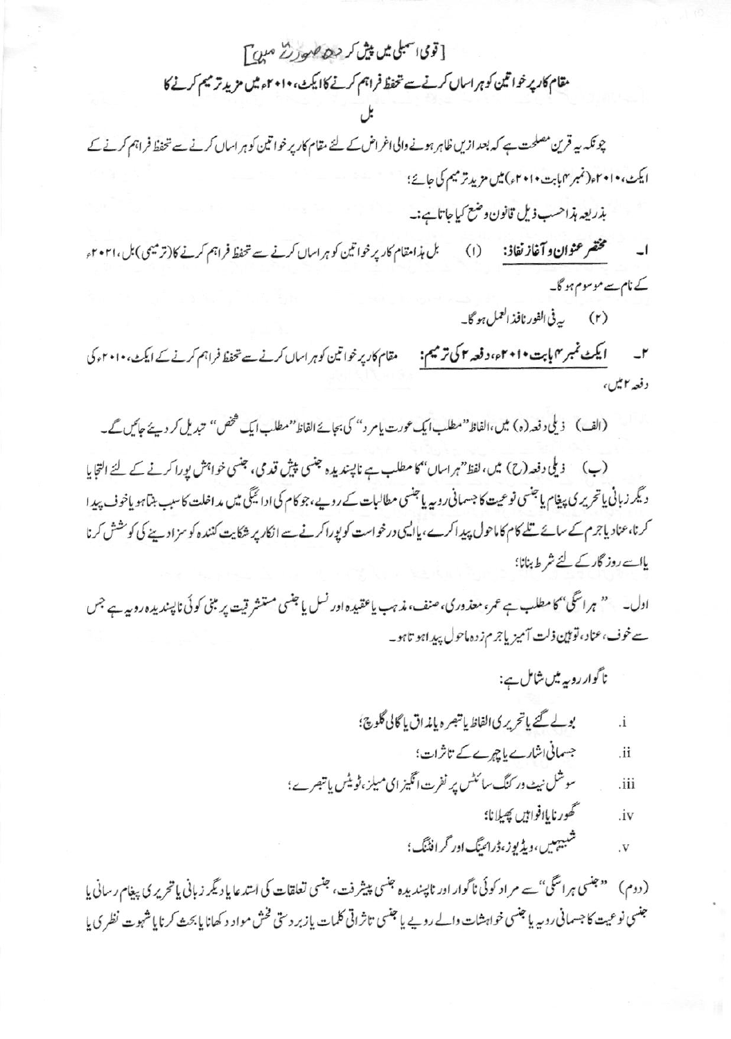[قومی اسمبلی میں پیش کردہ صورت میں]

# مقام کار پر خواتین کو ہراساں کرنے سے تحفظ فراہم کرنے کا ایکٹ، ۲۰۱۰ء میں مزید ترمیم کرنے کا

## بل

چونکہ یہ قرین مصلحت ہے کہ بعد ازیں ظاہر ہونے والی اغراض کے لئے مقام کار پر خواتین کو ہراساں کرنے سے تحفظ فراہم کرنے کے ایکٹ، ۲۰۱۰ء (نمبر ۴ بابت ۲۰۱۰ء) میں مزید ترمیم کی جائے؛

بذریعہ ہذا حسب ذیل قانون وضع کیا جاتا ہے:-

۱۔ **مختصر عنوان و آغاز نفاذ:** (۱) بل ہذا مقام کار پر خواتین کو ہراساں کرنے سے تحفظ فراہم کرنے کا (ترمیمی) بل، ۲۰۲۱ء کے نام سے موسوم ہوگا۔

(۲) یہ فی الفور نافذ العمل ہوگا۔

۲۔ **ایکٹ نمبر ۴ بابت ۲۰۱۰ء، دفعہ ۲ کی ترمیم:** مقام کار پر خواتین کو ہراساں کرنے سے تحفظ فراہم کرنے کے ایکٹ، ۲۰۱۰ء کی دفعہ ۲ میں،

(الف) ذیلی دفعہ (ہ) میں، الفاظ "مطلب ایک عورت یا مرد" کی بجائے الفاظ "مطلب ایک شخص" تبدیل کر دیئے جائیں گے۔

(ب) ذیلی دفعہ (ح) میں، لفظ "ہراساں" کا مطلب ہے ناپسندیدہ جنسی پیش قدمی، جنسی خواہش پورا کرنے کے لئے التجا یا دیگر زبانی یا تحریری پیغام یا جنسی نوعیت کا جسمانی رویہ یا جنسی مطالبات کے رویے، جو کام کی ادائیگی میں مداخلت کا سبب بنتا ہو یا خوف پیدا کرنا، عناد یا جرم کے سائے تلے کام کا ماحول پیدا کرے، یا ایسی درخواست کو پورا کرنے سے انکار پر شکایت کنندہ کو سزا دینے کی کوشش کرنا یا اسے روزگار کے لئے شرط بنانا؛

اول۔ "ہراسگی" کا مطلب ہے عمر، معذوری، صنف، مذہب یا عقیدہ اور نسل یا جنسی مستشرقیت پر مبنی کوئی ناپسندیدہ رویہ ہے جس سے خوف، عناد، توہین ذلت آمیز یا جرم زدہ ماحول پیدا ہوتا ہو۔

ناگوار رویہ میں شامل ہے:

i. بولے گئے یا تحریری الفاظ یا تبصرہ یا مذاق یا گالی گلوچ؛
ii. جسمانی اشارے یا چہرے کے تاثرات؛
iii. سوشل نیٹ ورکنگ سائٹس پر نفرت انگیز ای میلز، ٹویٹس یا تبصرے؛
iv. گھورنا یا افواہیں پھیلانا؛
v. شبیہیں، ویڈیوز، ڈرائینگ اور گرافٹنگ؛

(دوم) "جنسی ہراسگی" سے مراد کوئی ناگوار اور ناپسندیدہ جنسی پیشرفت، جنسی تعلقات کی استدعا یا دیگر زبانی یا تحریری پیغام رسانی یا جنسی نوعیت کا جسمانی رویہ یا جنسی خواہشات والے رویے یا جنسی تاثراتی کلمات یا زبردستی فحش مواد دکھانا یا بحث کرنا یا شہوت نظری یا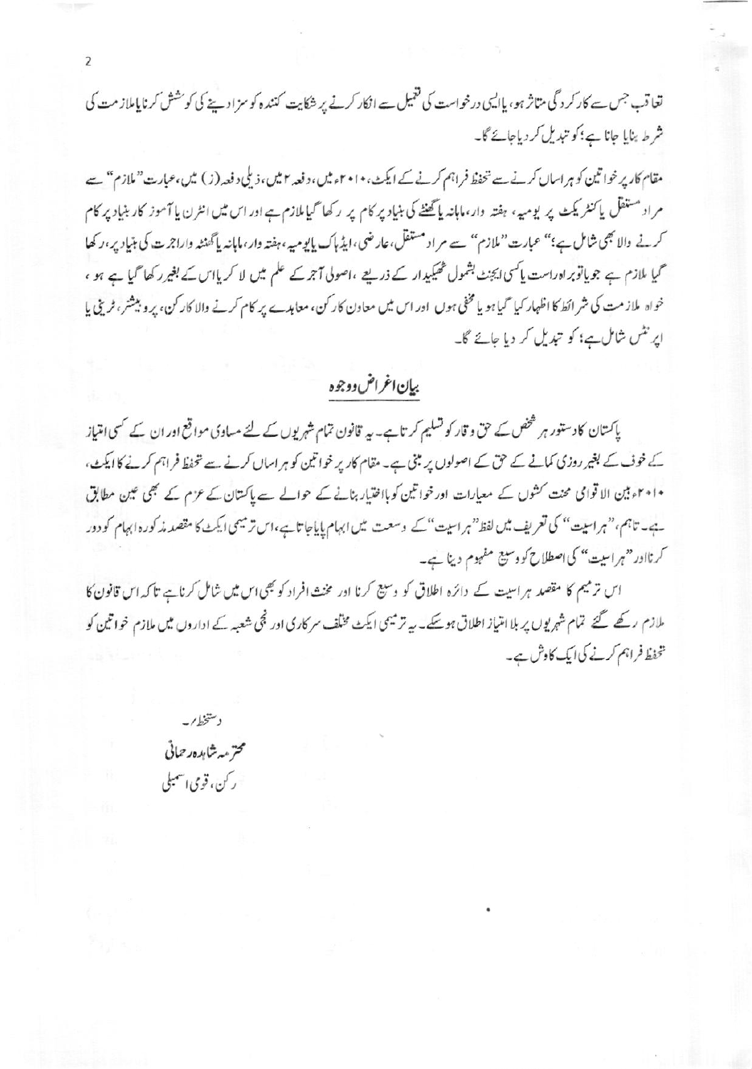تعاقب جس سے کارکردگی متاثر ہو، یا ایسی درخواست کی تعمیل سے انکار کرنے پر شکایت کنندہ کو سزا دینے کی کوشش کرنا یا ملازمت کی شرط بنایا جانا ہے؛ کو تبدیل کر دیا جائے گا۔

مقام کار پر خواتین کو ہراساں کرنے سے تحفظ فراہم کرنے کے ایکٹ، ۲۰۱۰ء میں، دفعہ ۲ میں، ذیلی دفعہ (ز) میں، عبارت "ملازم" سے مراد مستقل یا کنٹریکٹ پر یومیہ، ہفتہ وار، ماہانہ یا گھنٹے کی بنیاد پر کام پر رکھا گیا ملازم ہے اور اس میں انٹرن یا آموز کار بنیاد پر کام کرنے والا بھی شامل ہے؛" عبارت "ملازم" سے مراد مستقل، عارضی، ایڈہاک یا یومیہ، ہفتہ وار، ماہانہ یا گھنٹہ وار اجرت کی بنیاد پر، رکھا گیا ملازم ہے جو یا تو براہ راست یا کسی ایجنٹ بشمول ٹھیکیدار کے ذریعے، اصولی آجر کے علم میں لا کر یا اس کے بغیر رکھا گیا ہے ہو، خواہ ملازمت کی شرائط کا اظہار کیا گیا ہو یا مخفی ہوں اور اس میں معاون کارکن، معاہدے پر کام کرنے والا کارکن، پروبیشنر، ٹرینی یا اپرنٹس شامل ہے؛ کو تبدیل کر دیا جائے گا۔

## بیان اغراض ووجوہ

پاکستان کا دستور ہر شخص کے حق وقار کو تسلیم کرتا ہے۔ یہ قانون تمام شہریوں کے لئے مساوی مواقع اور ان کے کسی امتیاز کے خوف کے بغیر روزی کمانے کے حق کے اصولوں پر مبنی ہے۔ مقام کار پر خواتین کو ہراساں کرنے سے تحفظ فراہم کرنے کا ایکٹ، ۲۰۱۰ء بین الاقوامی محنت کشوں کے معیارات اور خواتین کو بااختیار بنانے کے حوالے سے پاکستان کے عزم کے بھی عین مطابق ہے۔ تاہم، "ہراسیت" کی تعریف میں لفظ "ہراسیت" کے وسعت میں ابہام پایا جاتا ہے، اس ترمیمی ایکٹ کا مقصد مذکورہ ابہام کو دور کرنا اور "ہراسیت" کی اصطلاح کو وسیع مفہوم دینا ہے۔

اس ترمیم کا مقصد ہراسیت کے دائرہ اطلاق کو وسیع کرنا اور مخنث افراد کو بھی اس میں شامل کرنا ہے تاکہ اس قانون کا ملازم رکھے گئے تمام شہریوں پر بلا امتیاز اطلاق ہو سکے۔ یہ ترمیمی ایکٹ مختلف سرکاری اور نجی شعبہ کے اداروں میں ملازم خواتین کو تحفظ فراہم کرنے کی ایک کاوش ہے۔

دستخط/۔

محترمہ شاہدہ رحمانی

رکن، قومی اسمبلی